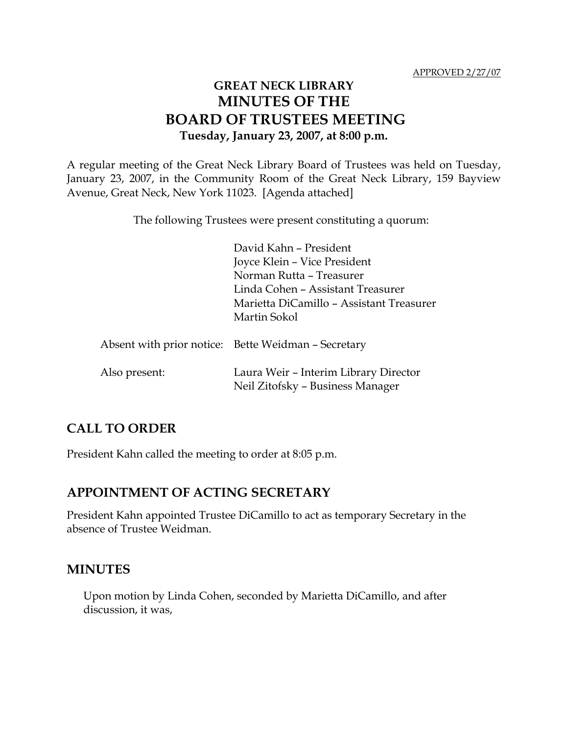APPROVED 2/27/07

# GREAT NECK LIBRARY
# MINUTES OF THE
# BOARD OF TRUSTEES MEETING
### Tuesday, January 23, 2007, at 8:00 p.m.

A regular meeting of the Great Neck Library Board of Trustees was held on Tuesday, January 23, 2007, in the Community Room of the Great Neck Library, 159 Bayview Avenue, Great Neck, New York 11023. [Agenda attached]

The following Trustees were present constituting a quorum:

David Kahn – President
Joyce Klein – Vice President
Norman Rutta – Treasurer
Linda Cohen – Assistant Treasurer
Marietta DiCamillo – Assistant Treasurer
Martin Sokol

Absent with prior notice: Bette Weidman – Secretary

Also present: Laura Weir – Interim Library Director
Neil Zitofsky – Business Manager

## CALL TO ORDER

President Kahn called the meeting to order at 8:05 p.m.

## APPOINTMENT OF ACTING SECRETARY

President Kahn appointed Trustee DiCamillo to act as temporary Secretary in the absence of Trustee Weidman.

## MINUTES

Upon motion by Linda Cohen, seconded by Marietta DiCamillo, and after discussion, it was,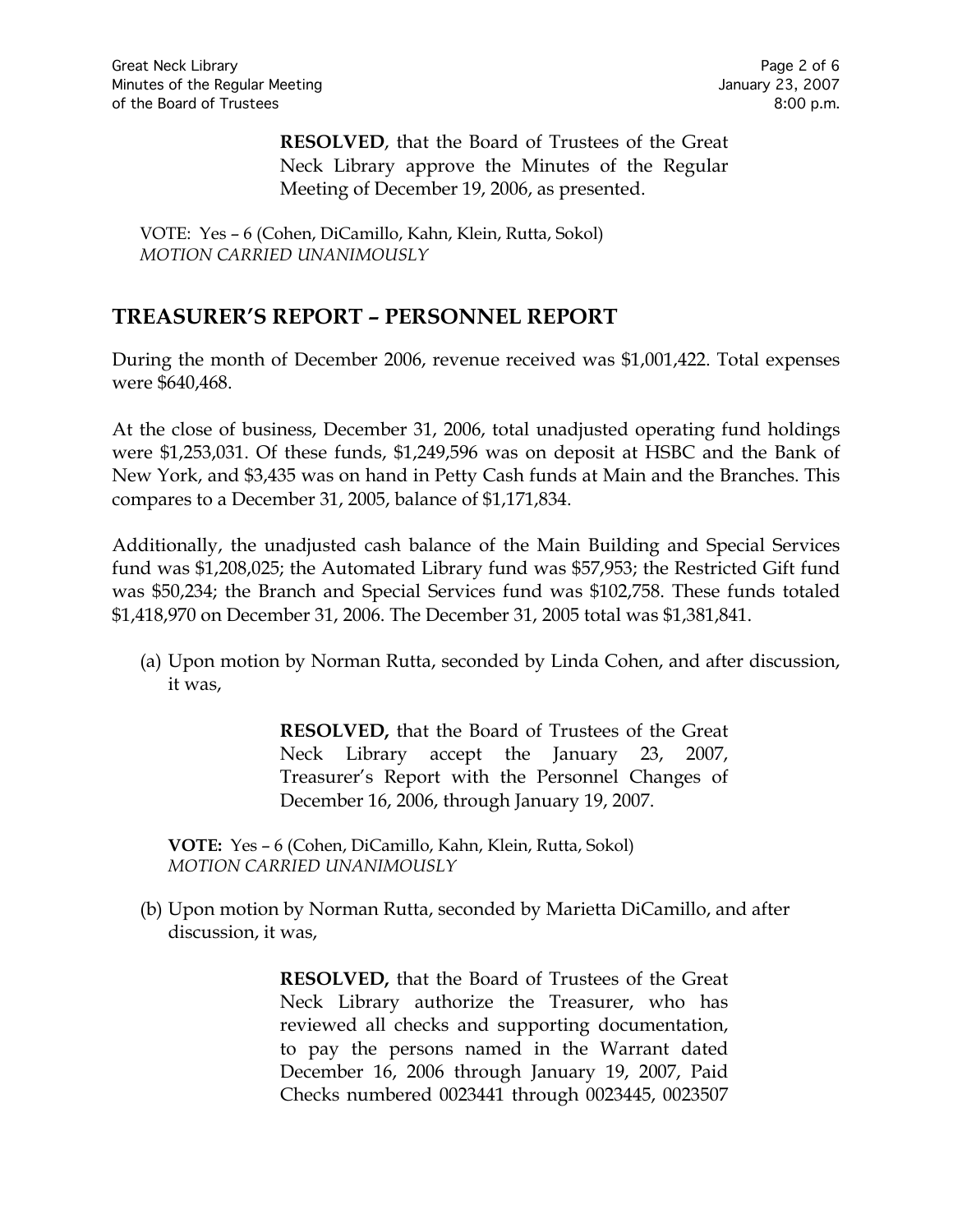**RESOLVED**, that the Board of Trustees of the Great Neck Library approve the Minutes of the Regular Meeting of December 19, 2006, as presented.

VOTE: Yes – 6 (Cohen, DiCamillo, Kahn, Klein, Rutta, Sokol)
*MOTION CARRIED UNANIMOUSLY*

## TREASURER'S REPORT – PERSONNEL REPORT

During the month of December 2006, revenue received was $1,001,422. Total expenses were $640,468.

At the close of business, December 31, 2006, total unadjusted operating fund holdings were $1,253,031. Of these funds, $1,249,596 was on deposit at HSBC and the Bank of New York, and $3,435 was on hand in Petty Cash funds at Main and the Branches. This compares to a December 31, 2005, balance of $1,171,834.

Additionally, the unadjusted cash balance of the Main Building and Special Services fund was $1,208,025; the Automated Library fund was $57,953; the Restricted Gift fund was $50,234; the Branch and Special Services fund was $102,758. These funds totaled $1,418,970 on December 31, 2006. The December 31, 2005 total was $1,381,841.

(a) Upon motion by Norman Rutta, seconded by Linda Cohen, and after discussion, it was,

**RESOLVED,** that the Board of Trustees of the Great Neck Library accept the January 23, 2007, Treasurer's Report with the Personnel Changes of December 16, 2006, through January 19, 2007.

**VOTE:** Yes – 6 (Cohen, DiCamillo, Kahn, Klein, Rutta, Sokol)
*MOTION CARRIED UNANIMOUSLY*

(b) Upon motion by Norman Rutta, seconded by Marietta DiCamillo, and after discussion, it was,

**RESOLVED,** that the Board of Trustees of the Great Neck Library authorize the Treasurer, who has reviewed all checks and supporting documentation, to pay the persons named in the Warrant dated December 16, 2006 through January 19, 2007, Paid Checks numbered 0023441 through 0023445, 0023507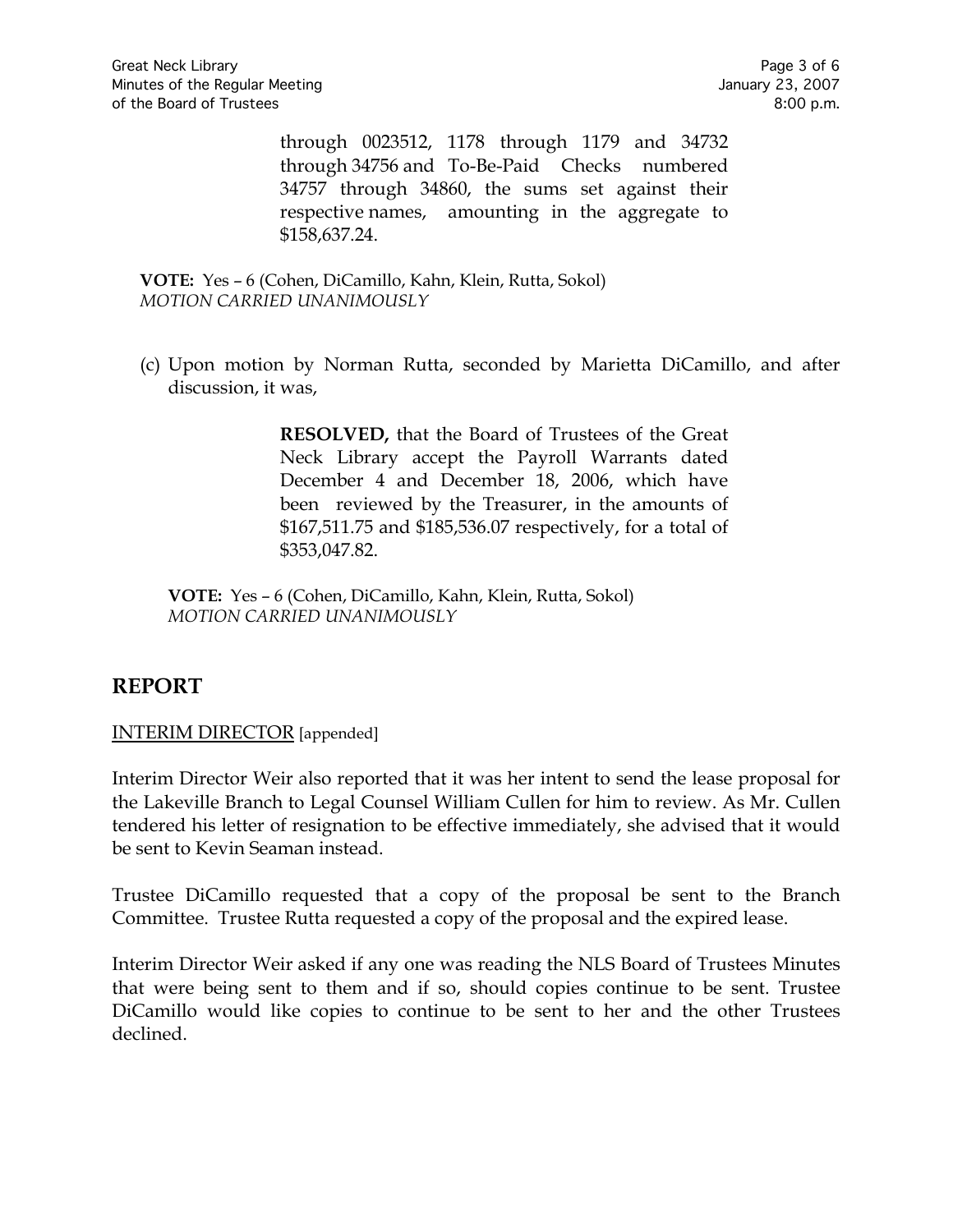> through 0023512, 1178 through 1179 and 34732 through 34756 and To-Be-Paid Checks numbered 34757 through 34860, the sums set against their respective names, amounting in the aggregate to $158,637.24.

**VOTE:** Yes – 6 (Cohen, DiCamillo, Kahn, Klein, Rutta, Sokol)
*MOTION CARRIED UNANIMOUSLY*

(c) Upon motion by Norman Rutta, seconded by Marietta DiCamillo, and after discussion, it was,

> **RESOLVED,** that the Board of Trustees of the Great Neck Library accept the Payroll Warrants dated December 4 and December 18, 2006, which have been reviewed by the Treasurer, in the amounts of $167,511.75 and $185,536.07 respectively, for a total of $353,047.82.

**VOTE:** Yes – 6 (Cohen, DiCamillo, Kahn, Klein, Rutta, Sokol)
*MOTION CARRIED UNANIMOUSLY*

## REPORT

<u>INTERIM DIRECTOR</u> [appended]

Interim Director Weir also reported that it was her intent to send the lease proposal for the Lakeville Branch to Legal Counsel William Cullen for him to review. As Mr. Cullen tendered his letter of resignation to be effective immediately, she advised that it would be sent to Kevin Seaman instead.

Trustee DiCamillo requested that a copy of the proposal be sent to the Branch Committee. Trustee Rutta requested a copy of the proposal and the expired lease.

Interim Director Weir asked if any one was reading the NLS Board of Trustees Minutes that were being sent to them and if so, should copies continue to be sent. Trustee DiCamillo would like copies to continue to be sent to her and the other Trustees declined.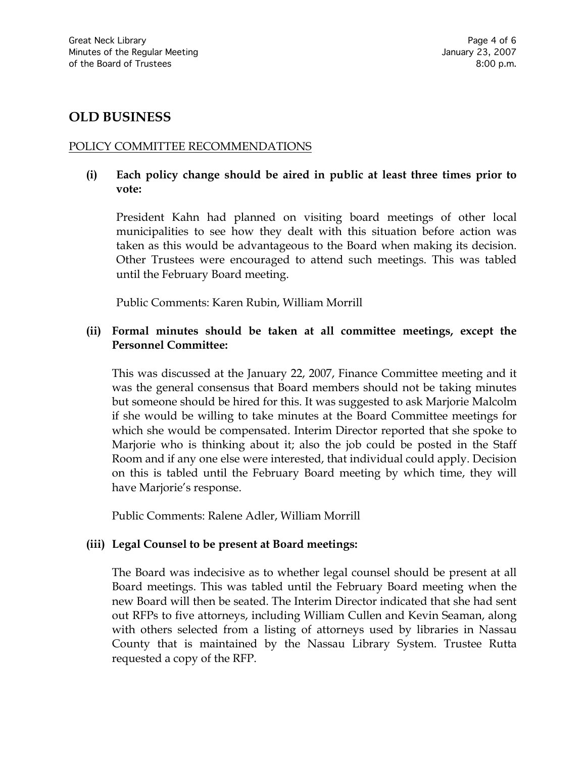## OLD BUSINESS

POLICY COMMITTEE RECOMMENDATIONS

**(i) Each policy change should be aired in public at least three times prior to vote:**

President Kahn had planned on visiting board meetings of other local municipalities to see how they dealt with this situation before action was taken as this would be advantageous to the Board when making its decision. Other Trustees were encouraged to attend such meetings. This was tabled until the February Board meeting.

Public Comments: Karen Rubin, William Morrill

**(ii) Formal minutes should be taken at all committee meetings, except the Personnel Committee:**

This was discussed at the January 22, 2007, Finance Committee meeting and it was the general consensus that Board members should not be taking minutes but someone should be hired for this. It was suggested to ask Marjorie Malcolm if she would be willing to take minutes at the Board Committee meetings for which she would be compensated. Interim Director reported that she spoke to Marjorie who is thinking about it; also the job could be posted in the Staff Room and if any one else were interested, that individual could apply. Decision on this is tabled until the February Board meeting by which time, they will have Marjorie's response.

Public Comments: Ralene Adler, William Morrill

**(iii) Legal Counsel to be present at Board meetings:**

The Board was indecisive as to whether legal counsel should be present at all Board meetings. This was tabled until the February Board meeting when the new Board will then be seated. The Interim Director indicated that she had sent out RFPs to five attorneys, including William Cullen and Kevin Seaman, along with others selected from a listing of attorneys used by libraries in Nassau County that is maintained by the Nassau Library System. Trustee Rutta requested a copy of the RFP.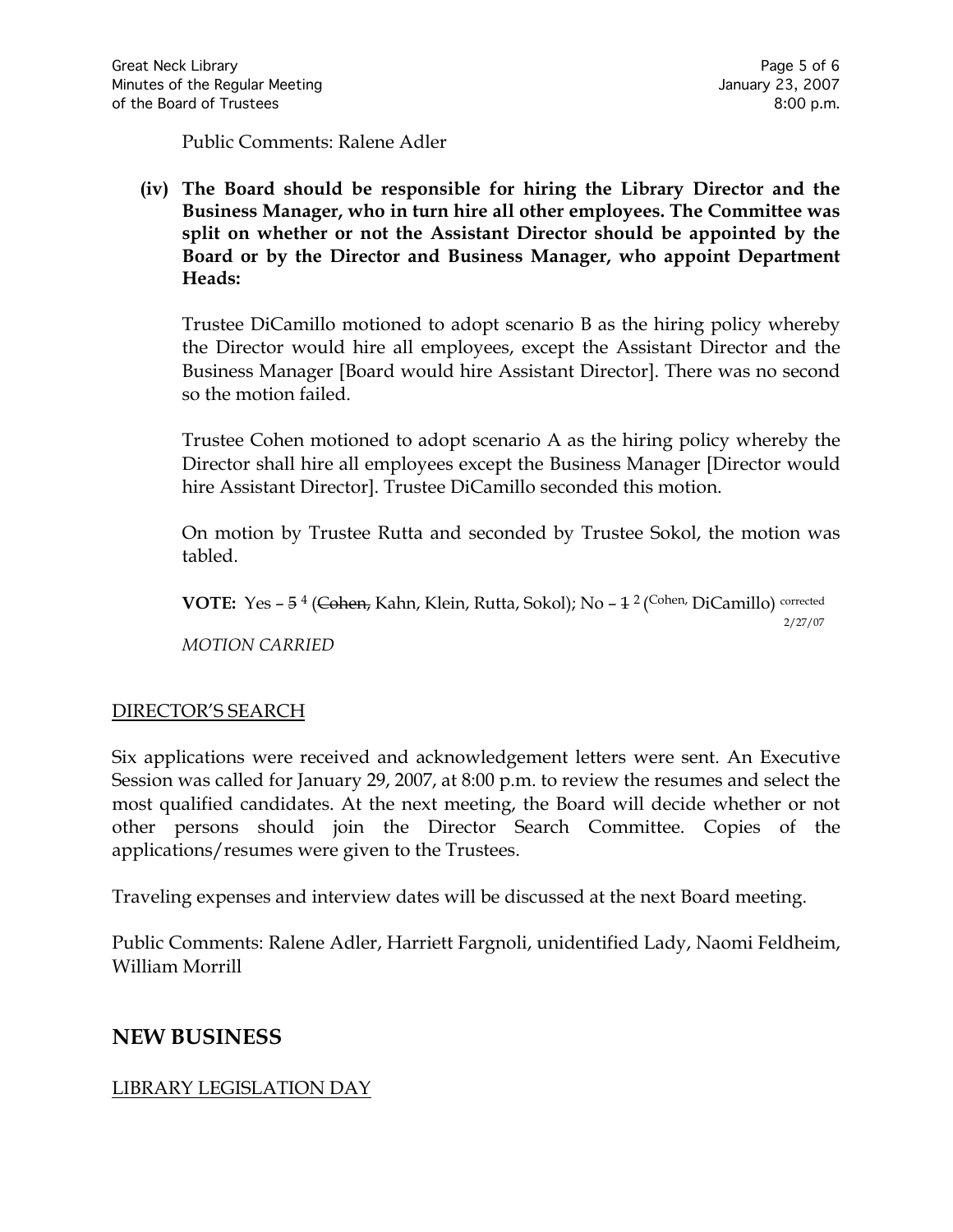Public Comments: Ralene Adler

**(iv) The Board should be responsible for hiring the Library Director and the Business Manager, who in turn hire all other employees. The Committee was split on whether or not the Assistant Director should be appointed by the Board or by the Director and Business Manager, who appoint Department Heads:**

Trustee DiCamillo motioned to adopt scenario B as the hiring policy whereby the Director would hire all employees, except the Assistant Director and the Business Manager [Board would hire Assistant Director]. There was no second so the motion failed.

Trustee Cohen motioned to adopt scenario A as the hiring policy whereby the Director shall hire all employees except the Business Manager [Director would hire Assistant Director]. Trustee DiCamillo seconded this motion.

On motion by Trustee Rutta and seconded by Trustee Sokol, the motion was tabled.

**VOTE:** Yes – ~~5~~ 4 (~~Cohen,~~ Kahn, Klein, Rutta, Sokol); No – ~~1~~ 2 (Cohen, DiCamillo) corrected 2/27/07

*MOTION CARRIED*

## DIRECTOR'S SEARCH

Six applications were received and acknowledgement letters were sent. An Executive Session was called for January 29, 2007, at 8:00 p.m. to review the resumes and select the most qualified candidates. At the next meeting, the Board will decide whether or not other persons should join the Director Search Committee. Copies of the applications/resumes were given to the Trustees.

Traveling expenses and interview dates will be discussed at the next Board meeting.

Public Comments: Ralene Adler, Harriett Fargnoli, unidentified Lady, Naomi Feldheim, William Morrill

# NEW BUSINESS

## LIBRARY LEGISLATION DAY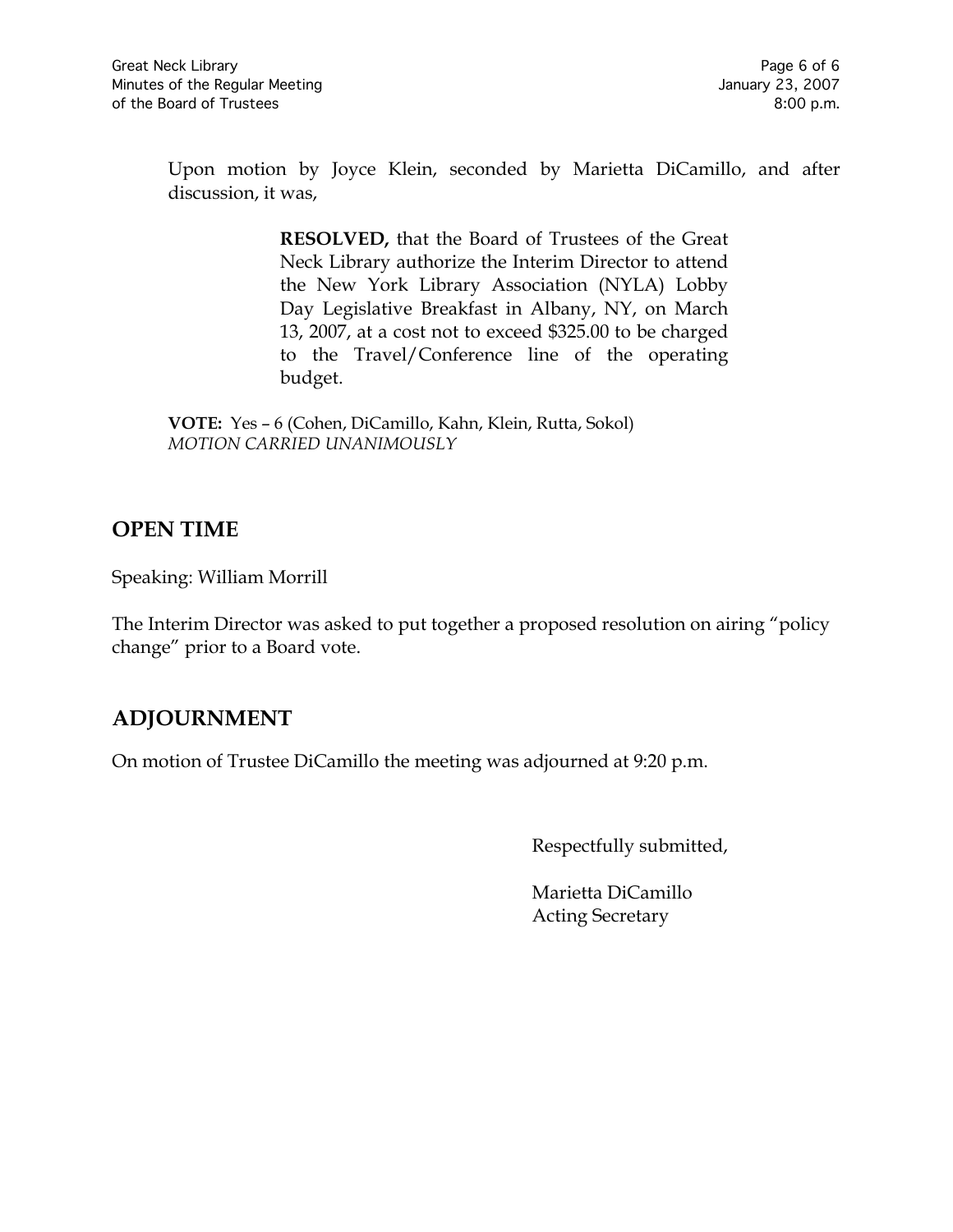Upon motion by Joyce Klein, seconded by Marietta DiCamillo, and after discussion, it was,

> **RESOLVED,** that the Board of Trustees of the Great Neck Library authorize the Interim Director to attend the New York Library Association (NYLA) Lobby Day Legislative Breakfast in Albany, NY, on March 13, 2007, at a cost not to exceed $325.00 to be charged to the Travel/Conference line of the operating budget.

**VOTE:** Yes – 6 (Cohen, DiCamillo, Kahn, Klein, Rutta, Sokol)
*MOTION CARRIED UNANIMOUSLY*

## OPEN TIME

Speaking: William Morrill

The Interim Director was asked to put together a proposed resolution on airing "policy change" prior to a Board vote.

## ADJOURNMENT

On motion of Trustee DiCamillo the meeting was adjourned at 9:20 p.m.

Respectfully submitted,

Marietta DiCamillo
Acting Secretary